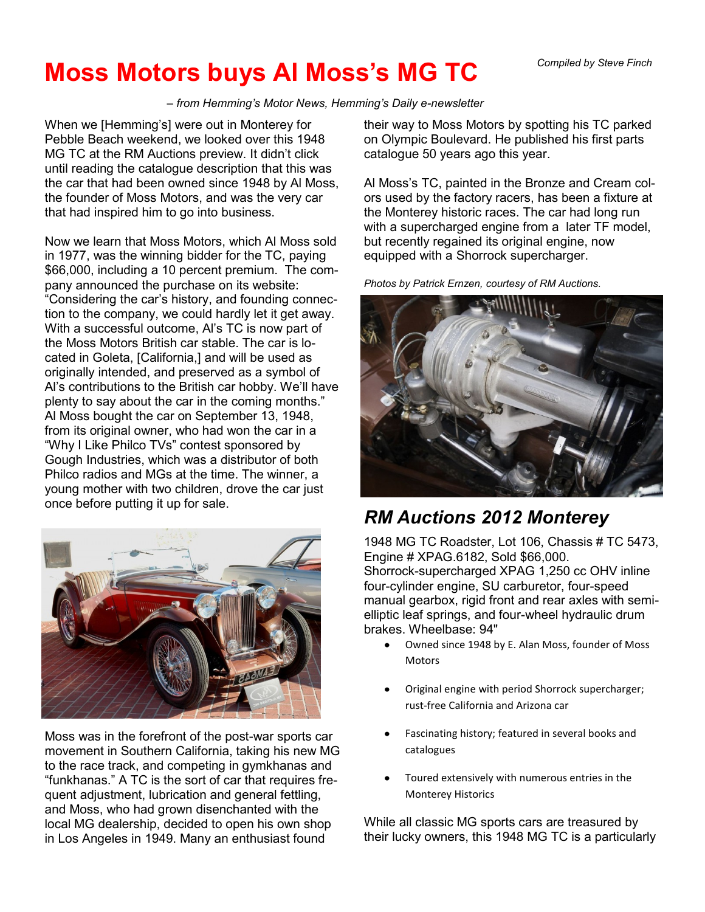# Moss Motors buys Al Moss's MG TC

*Compiled by Steve Finch*

*– from Hemming's Motor News, Hemming's Daily e-newsletter*

When we [Hemming's] were out in Monterey for Pebble Beach weekend, we looked over this 1948 MG TC at the RM Auctions preview. It didn't click until reading the catalogue description that this was the car that had been owned since 1948 by Al Moss, the founder of Moss Motors, and was the very car that had inspired him to go into business.

Now we learn that Moss Motors, which Al Moss sold in 1977, was the winning bidder for the TC, paying $66,000, including a 10 percent premium. The company announced the purchase on its website: "Considering the car's history, and founding connection to the company, we could hardly let it get away. With a successful outcome, Al's TC is now part of the Moss Motors British car stable. The car is located in Goleta, [California,] and will be used as originally intended, and preserved as a symbol of Al's contributions to the British car hobby. We'll have plenty to say about the car in the coming months." Al Moss bought the car on September 13, 1948, from its original owner, who had won the car in a "Why I Like Philco TVs" contest sponsored by Gough Industries, which was a distributor of both Philco radios and MGs at the time. The winner, a young mother with two children, drove the car just once before putting it up for sale.

Moss was in the forefront of the post-war sports car movement in Southern California, taking his new MG to the race track, and competing in gymkhanas and "funkhanas." A TC is the sort of car that requires frequent adjustment, lubrication and general fettling, and Moss, who had grown disenchanted with the local MG dealership, decided to open his own shop in Los Angeles in 1949. Many an enthusiast found their way to Moss Motors by spotting his TC parked on Olympic Boulevard. He published his first parts catalogue 50 years ago this year.

Al Moss's TC, painted in the Bronze and Cream colors used by the factory racers, has been a fixture at the Monterey historic races. The car had long run with a supercharged engine from a later TF model, but recently regained its original engine, now equipped with a Shorrock supercharger.

*Photos by Patrick Ernzen, courtesy of RM Auctions.*

## *RM Auctions 2012 Monterey*

1948 MG TC Roadster, Lot 106, Chassis # TC 5473, Engine # XPAG.6182, Sold $66,000. Shorrock-supercharged XPAG 1,250 cc OHV inline four-cylinder engine, SU carburetor, four-speed manual gearbox, rigid front and rear axles with semi-elliptic leaf springs, and four-wheel hydraulic drum brakes. Wheelbase: 94"

- Owned since 1948 by E. Alan Moss, founder of Moss Motors
- Original engine with period Shorrock supercharger; rust-free California and Arizona car
- Fascinating history; featured in several books and catalogues
- Toured extensively with numerous entries in the Monterey Historics

While all classic MG sports cars are treasured by their lucky owners, this 1948 MG TC is a particularly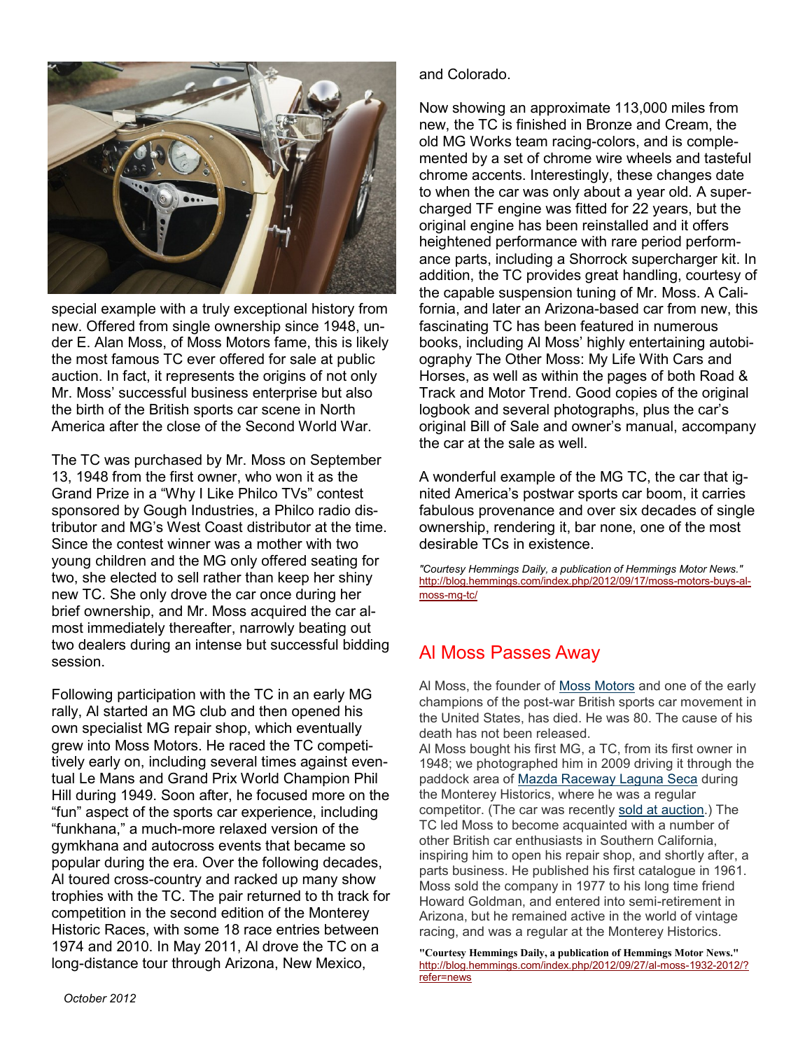special example with a truly exceptional history from new. Offered from single ownership since 1948, under E. Alan Moss, of Moss Motors fame, this is likely the most famous TC ever offered for sale at public auction. In fact, it represents the origins of not only Mr. Moss' successful business enterprise but also the birth of the British sports car scene in North America after the close of the Second World War.

The TC was purchased by Mr. Moss on September 13, 1948 from the first owner, who won it as the Grand Prize in a "Why I Like Philco TVs" contest sponsored by Gough Industries, a Philco radio distributor and MG's West Coast distributor at the time. Since the contest winner was a mother with two young children and the MG only offered seating for two, she elected to sell rather than keep her shiny new TC. She only drove the car once during her brief ownership, and Mr. Moss acquired the car almost immediately thereafter, narrowly beating out two dealers during an intense but successful bidding session.

Following participation with the TC in an early MG rally, Al started an MG club and then opened his own specialist MG repair shop, which eventually grew into Moss Motors. He raced the TC competitively early on, including several times against eventual Le Mans and Grand Prix World Champion Phil Hill during 1949. Soon after, he focused more on the "fun" aspect of the sports car experience, including "funkhana," a much-more relaxed version of the gymkhana and autocross events that became so popular during the era. Over the following decades, Al toured cross-country and racked up many show trophies with the TC. The pair returned to th track for competition in the second edition of the Monterey Historic Races, with some 18 race entries between 1974 and 2010. In May 2011, Al drove the TC on a long-distance tour through Arizona, New Mexico, and Colorado.

Now showing an approximate 113,000 miles from new, the TC is finished in Bronze and Cream, the old MG Works team racing-colors, and is complemented by a set of chrome wire wheels and tasteful chrome accents. Interestingly, these changes date to when the car was only about a year old. A supercharged TF engine was fitted for 22 years, but the original engine has been reinstalled and it offers heightened performance with rare period performance parts, including a Shorrock supercharger kit. In addition, the TC provides great handling, courtesy of the capable suspension tuning of Mr. Moss. A California, and later an Arizona-based car from new, this fascinating TC has been featured in numerous books, including Al Moss' highly entertaining autobiography The Other Moss: My Life With Cars and Horses, as well as within the pages of both Road & Track and Motor Trend. Good copies of the original logbook and several photographs, plus the car's original Bill of Sale and owner's manual, accompany the car at the sale as well.

A wonderful example of the MG TC, the car that ignited America's postwar sports car boom, it carries fabulous provenance and over six decades of single ownership, rendering it, bar none, one of the most desirable TCs in existence.

*"Courtesy Hemmings Daily, a publication of Hemmings Motor News."*
http://blog.hemmings.com/index.php/2012/09/17/moss-motors-buys-al-moss-mg-tc/

## Al Moss Passes Away

Al Moss, the founder of Moss Motors and one of the early champions of the post-war British sports car movement in the United States, has died. He was 80. The cause of his death has not been released.

Al Moss bought his first MG, a TC, from its first owner in 1948; we photographed him in 2009 driving it through the paddock area of Mazda Raceway Laguna Seca during the Monterey Historics, where he was a regular competitor. (The car was recently sold at auction.) The TC led Moss to become acquainted with a number of other British car enthusiasts in Southern California, inspiring him to open his repair shop, and shortly after, a parts business. He published his first catalogue in 1961. Moss sold the company in 1977 to his long time friend Howard Goldman, and entered into semi-retirement in Arizona, but he remained active in the world of vintage racing, and was a regular at the Monterey Historics.

**"Courtesy Hemmings Daily, a publication of Hemmings Motor News."**
http://blog.hemmings.com/index.php/2012/09/27/al-moss-1932-2012/?refer=news